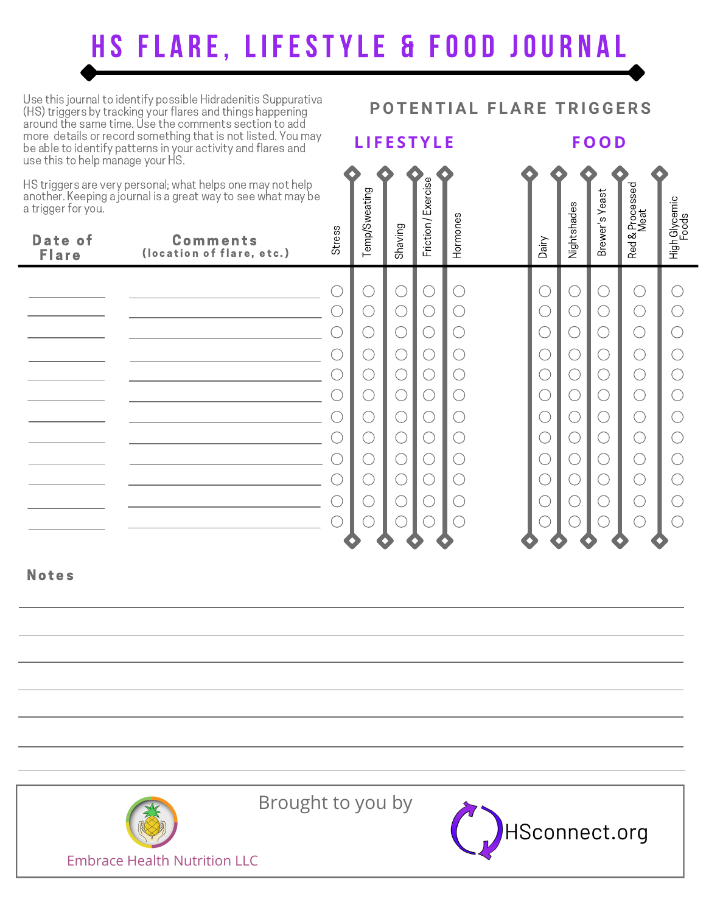# HS FLARE, LIFESTYLE & FOOD JOURNAL

Use this journal to identify possible Hidradenitis Suppurativa (HS) triggers by tracking your flares and things happening around the same time. Use the comments section to add more details or record something that is not listed. You may be able to identify patterns in your activity and flares and use this to help manage your HS.

HS triggers are very personal; what helps one may not help another. Keeping a journal is a great way to see what may be a trigger for you.

## POTENTIAL FLARE TRIGGERS

| Date of Flare | Comments (location of flare, etc.) | LIFESTYLE | | | | | FOOD | | | | |
|---|---|---|---|---|---|---|---|---|---|---|---|
| | | Stress | Temp/Sweating | Shaving | Friction / Exercise | Hormones | Dairy | Nightshades | Brewer's Yeast | Red & Processed Meat | High Glycemic Foods |
| | | ○ | ○ | ○ | ○ | ○ | ○ | ○ | ○ | ○ | ○ |
| | | ○ | ○ | ○ | ○ | ○ | ○ | ○ | ○ | ○ | ○ |
| | | ○ | ○ | ○ | ○ | ○ | ○ | ○ | ○ | ○ | ○ |
| | | ○ | ○ | ○ | ○ | ○ | ○ | ○ | ○ | ○ | ○ |
| | | ○ | ○ | ○ | ○ | ○ | ○ | ○ | ○ | ○ | ○ |
| | | ○ | ○ | ○ | ○ | ○ | ○ | ○ | ○ | ○ | ○ |
| | | ○ | ○ | ○ | ○ | ○ | ○ | ○ | ○ | ○ | ○ |
| | | ○ | ○ | ○ | ○ | ○ | ○ | ○ | ○ | ○ | ○ |
| | | ○ | ○ | ○ | ○ | ○ | ○ | ○ | ○ | ○ | ○ |
| | | ○ | ○ | ○ | ○ | ○ | ○ | ○ | ○ | ○ | ○ |
| | | ○ | ○ | ○ | ○ | ○ | ○ | ○ | ○ | ○ | ○ |
| | | ○ | ○ | ○ | ○ | ○ | ○ | ○ | ○ | ○ | ○ |

## Notes

\_\_\_\_\_\_\_\_\_\_\_\_\_\_\_\_\_\_\_\_\_\_\_\_\_\_\_\_\_\_\_\_\_\_\_\_\_\_\_\_

\_\_\_\_\_\_\_\_\_\_\_\_\_\_\_\_\_\_\_\_\_\_\_\_\_\_\_\_\_\_\_\_\_\_\_\_\_\_\_\_

\_\_\_\_\_\_\_\_\_\_\_\_\_\_\_\_\_\_\_\_\_\_\_\_\_\_\_\_\_\_\_\_\_\_\_\_\_\_\_\_

\_\_\_\_\_\_\_\_\_\_\_\_\_\_\_\_\_\_\_\_\_\_\_\_\_\_\_\_\_\_\_\_\_\_\_\_\_\_\_\_

\_\_\_\_\_\_\_\_\_\_\_\_\_\_\_\_\_\_\_\_\_\_\_\_\_\_\_\_\_\_\_\_\_\_\_\_\_\_\_\_

\_\_\_\_\_\_\_\_\_\_\_\_\_\_\_\_\_\_\_\_\_\_\_\_\_\_\_\_\_\_\_\_\_\_\_\_\_\_\_\_

Brought to you by

Embrace Health Nutrition LLC

HSconnect.org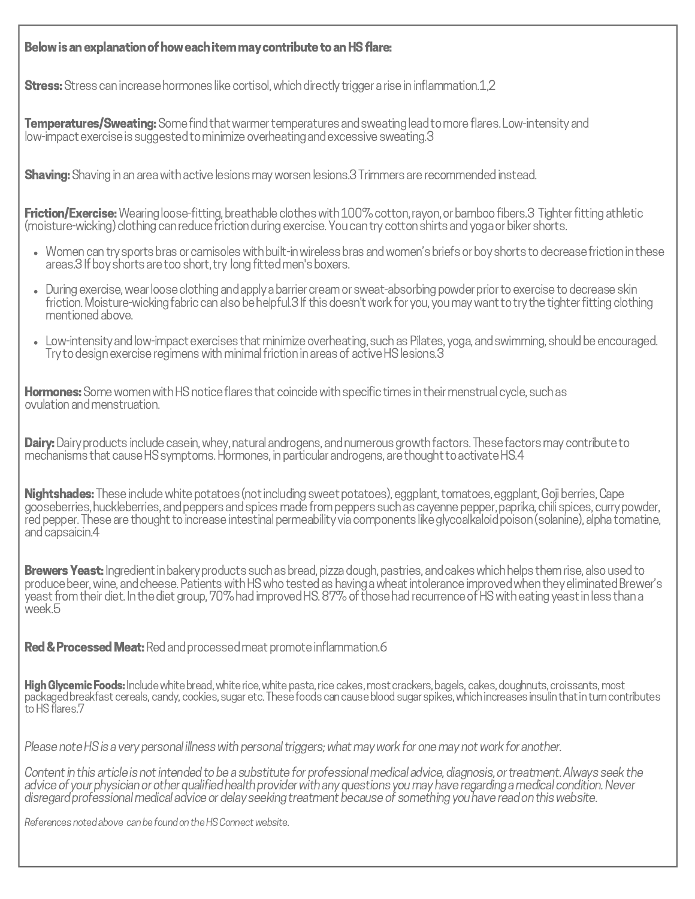**Below is an explanation of how each item may contribute to an HS flare:**

**Stress:** Stress can increase hormones like cortisol, which directly trigger a rise in inflammation.[1,2]

**Temperatures/Sweating:** Some find that warmer temperatures and sweating lead to more flares. Low-intensity and low-impact exercise is suggested to minimize overheating and excessive sweating.[3]

**Shaving:** Shaving in an area with active lesions may worsen lesions.[3] Trimmers are recommended instead.

**Friction/Exercise:** Wearing loose-fitting, breathable clothes with 100% cotton, rayon, or bamboo fibers.[3] Tighter fitting athletic (moisture-wicking) clothing can reduce friction during exercise. You can try cotton shirts and yoga or biker shorts.

- Women can try sports bras or camisoles with built-in wireless bras and women's briefs or boy shorts to decrease friction in these areas.[3] If boy shorts are too short, try long fitted men's boxers.
- During exercise, wear loose clothing and apply a barrier cream or sweat-absorbing powder prior to exercise to decrease skin friction. Moisture-wicking fabric can also be helpful.[3] If this doesn't work for you, you may want to try the tighter fitting clothing mentioned above.
- Low-intensity and low-impact exercises that minimize overheating, such as Pilates, yoga, and swimming, should be encouraged. Try to design exercise regimens with minimal friction in areas of active HS lesions.[3]

**Hormones:** Some women with HS notice flares that coincide with specific times in their menstrual cycle, such as ovulation and menstruation.

**Dairy:** Dairy products include casein, whey, natural androgens, and numerous growth factors. These factors may contribute to mechanisms that cause HS symptoms. Hormones, in particular androgens, are thought to activate HS.[4]

**Nightshades:** These include white potatoes (not including sweet potatoes), eggplant, tomatoes, eggplant, Goji berries, Cape gooseberries, huckleberries, and peppers and spices made from peppers such as cayenne pepper, paprika, chili spices, curry powder, red pepper. These are thought to increase intestinal permeability via components like glycoalkaloid poison (solanine), alpha tomatine, and capsaicin.[4]

**Brewers Yeast:** Ingredient in bakery products such as bread, pizza dough, pastries, and cakes which helps them rise, also used to produce beer, wine, and cheese. Patients with HS who tested as having a wheat intolerance improved when they eliminated Brewer's yeast from their diet. In the diet group, 70% had improved HS. 87% of those had recurrence of HS with eating yeast in less than a week.[5]

**Red & Processed Meat:** Red and processed meat promote inflammation.[6]

**High Glycemic Foods:** Include white bread, white rice, white pasta, rice cakes, most crackers, bagels, cakes, doughnuts, croissants, most packaged breakfast cereals, candy, cookies, sugar etc. These foods can cause blood sugar spikes, which increases insulin that in turn contributes to HS flares.[7]

*Please note HS is a very personal illness with personal triggers; what may work for one may not work for another.*

*Content in this article is not intended to be a substitute for professional medical advice, diagnosis, or treatment. Always seek the advice of your physician or other qualified health provider with any questions you may have regarding a medical condition. Never disregard professional medical advice or delay seeking treatment because of something you have read on this website.*

*References noted above can be found on the HS Connect website.*